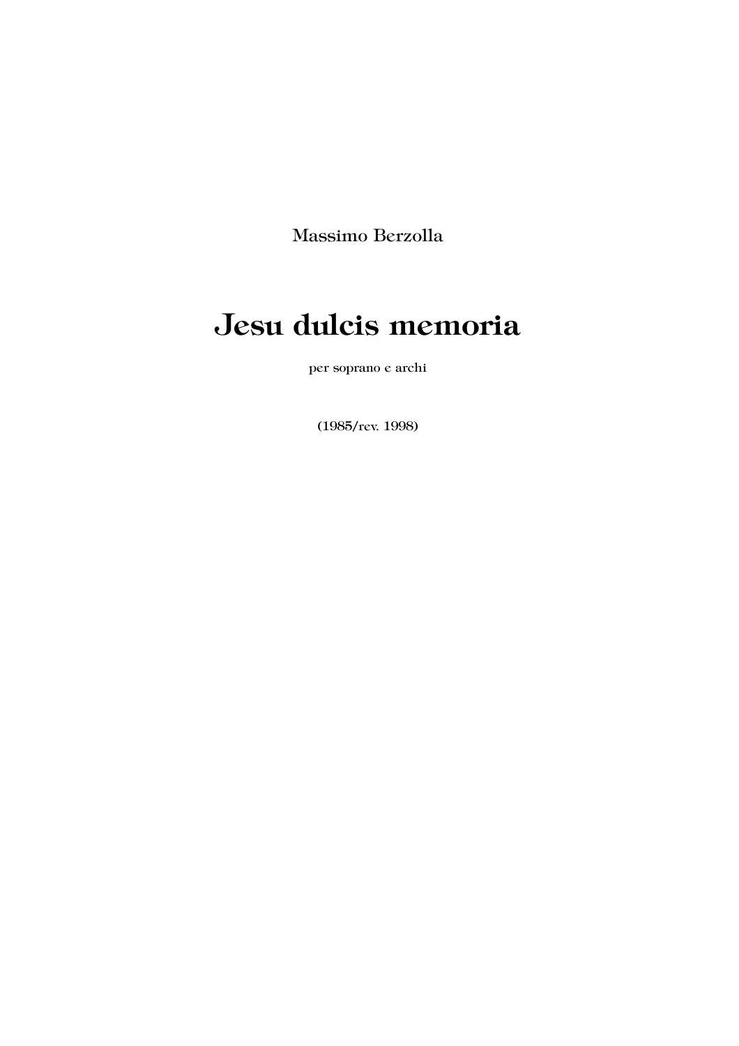Massimo Berzolla

# Jesu dulcis memoria

per soprano e archi

(1985/rev. 1998)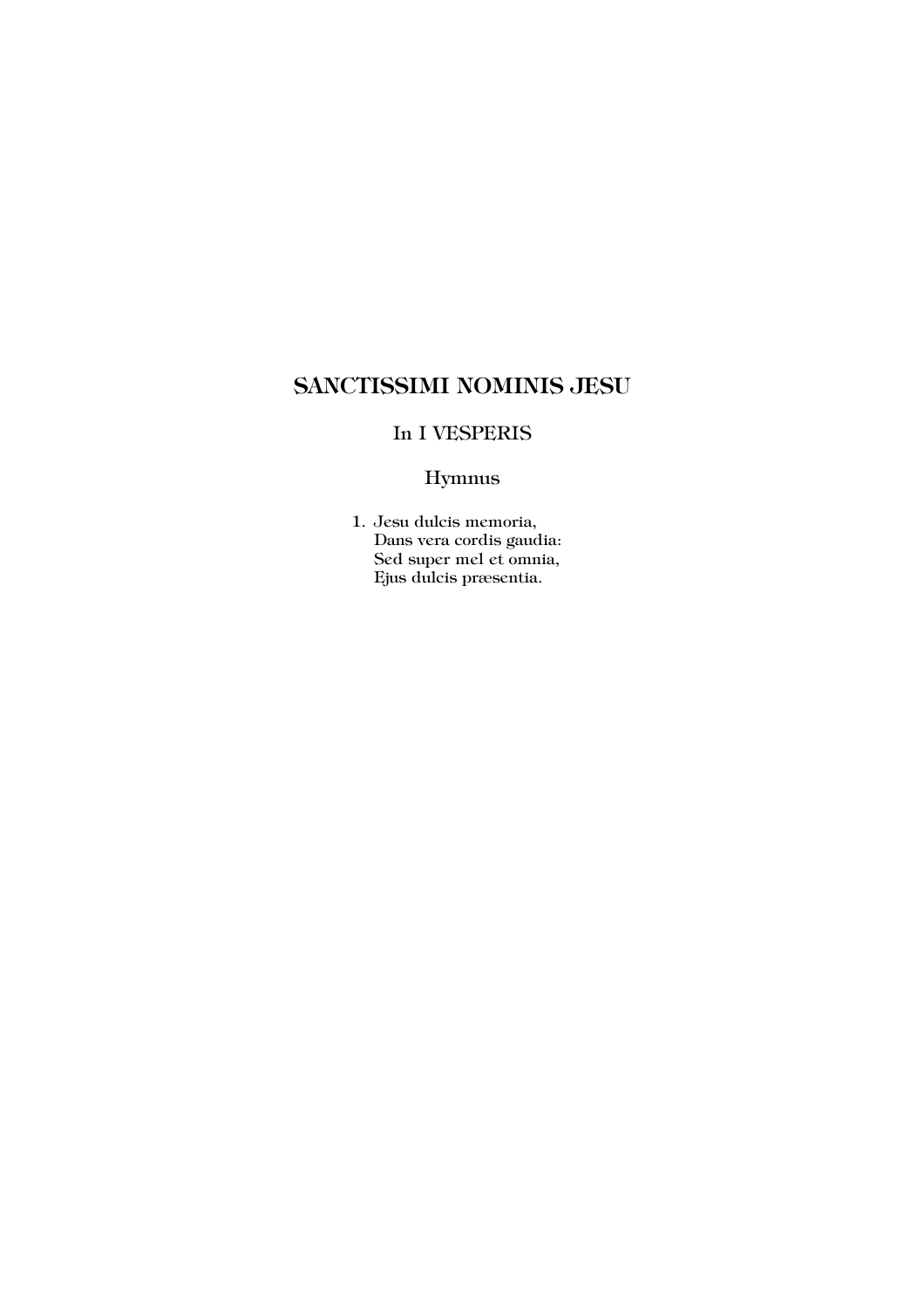# SANCTISSIMI NOMINIS JESU

## In I VESPERIS

### Hymnus

1. Jesu dulcis memoria,
   Dans vera cordis gaudia:
   Sed super mel et omnia,
   Ejus dulcis præsentia.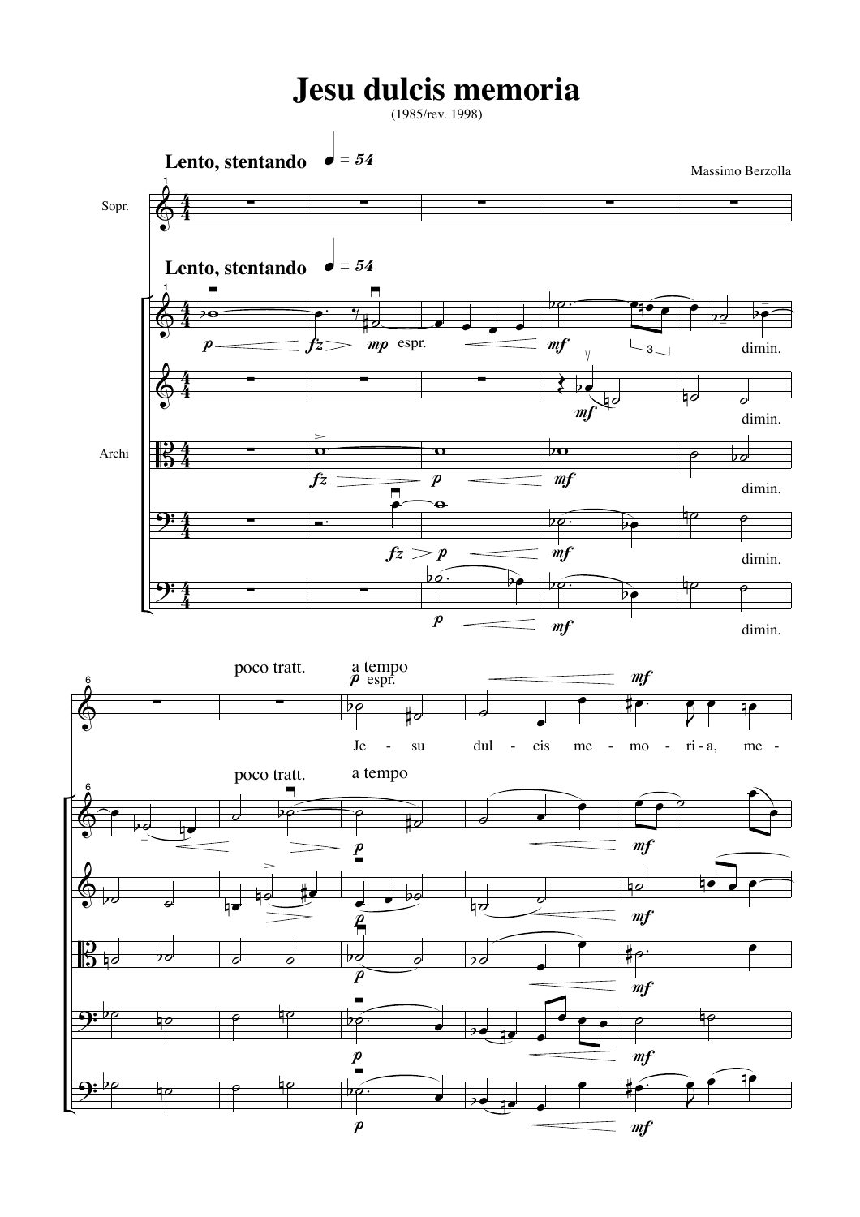# Jesu dulcis memoria

(1985/rev. 1998)

Massimo Berzolla

**Lento, stentando** ♩ = 54

Sopr.

Archi

poco tratt. — a tempo

Je - su dul - cis me - mo - ri - a, me -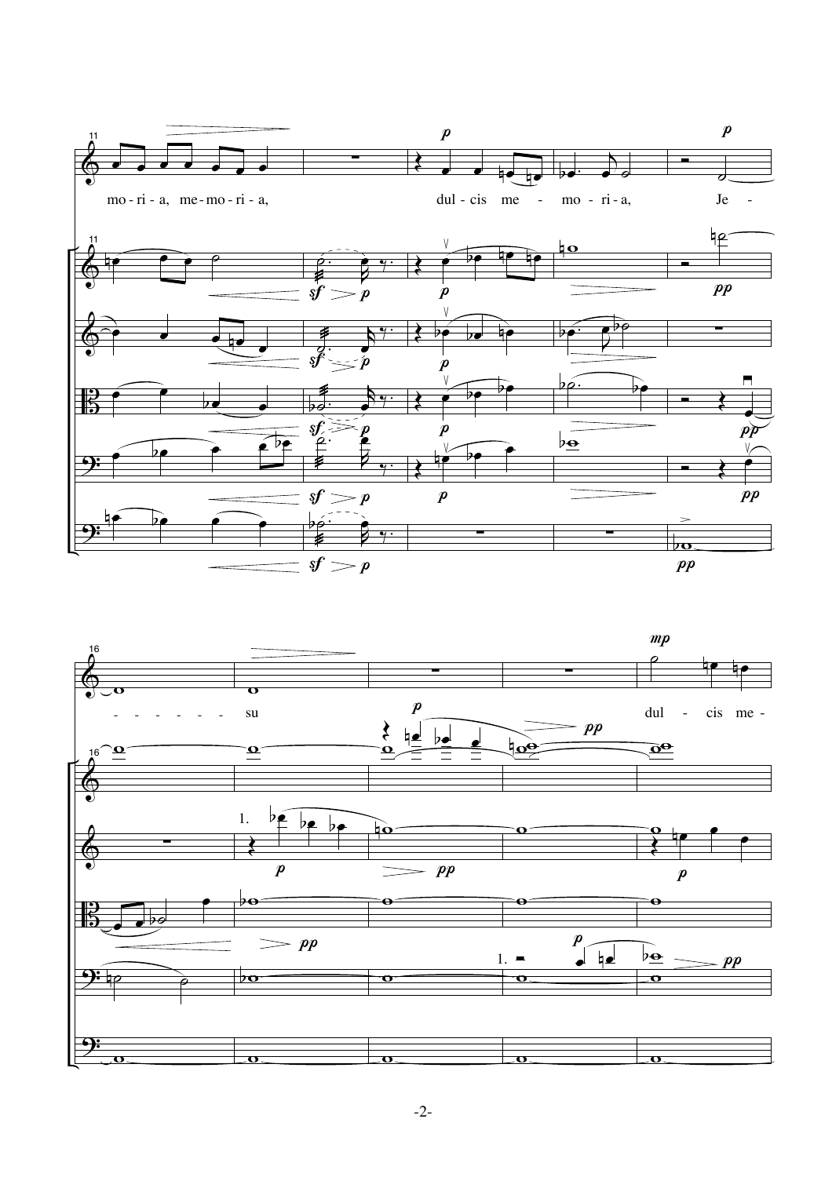mo - ri - a, me - mo - ri - a, dul - cis me - mo - ri - a, Je - - - - - - - su dul - cis me -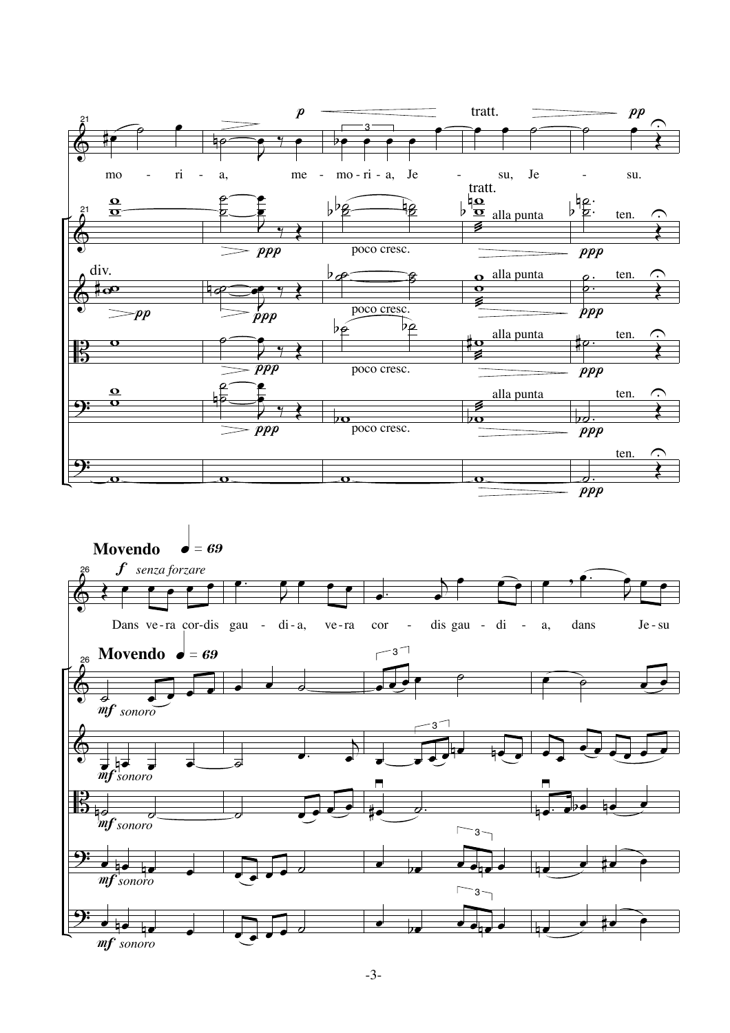mo - ri - a, me - mo - ri - a, Je - su, Je - su.

**Movendo** ♩ = 69

*f* *senza forzare*

Dans ve - ra cor - dis gau - di - a, ve - ra cor - dis gau - di - a, dans Je - su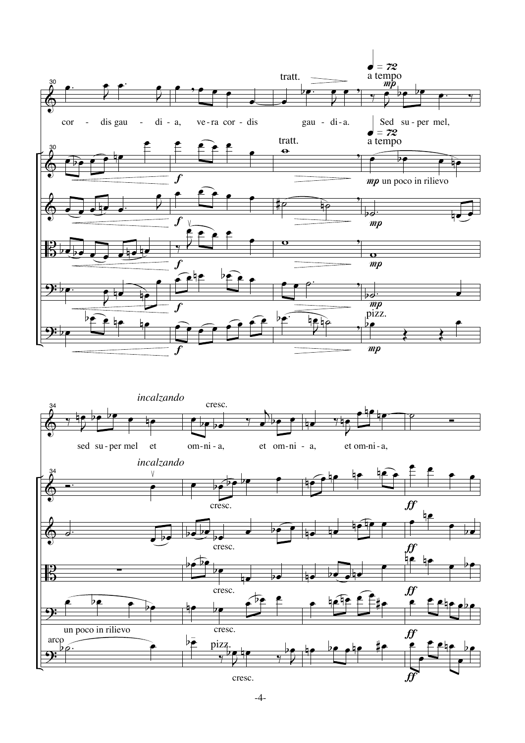tratt. ♩ = 72 a tempo *mp*

cor - dis gau - di - a, ve - ra cor - dis gau - di - a. Sed su - per mel,

tratt. ♩ = 72 a tempo

*f* *mp* un poco in rilievo

*f* *mp*

*f* *mp*

*f* *mp*

pizz.

*f* *mp*

*incalzando* cresc.

sed su - per mel et om - ni - a, et om - ni - a, et om - ni - a,

*incalzando*

cresc. *ff*

cresc. *ff*

cresc. *ff*

un poco in rilievo cresc. *ff*

arco pizz.

cresc. *ff*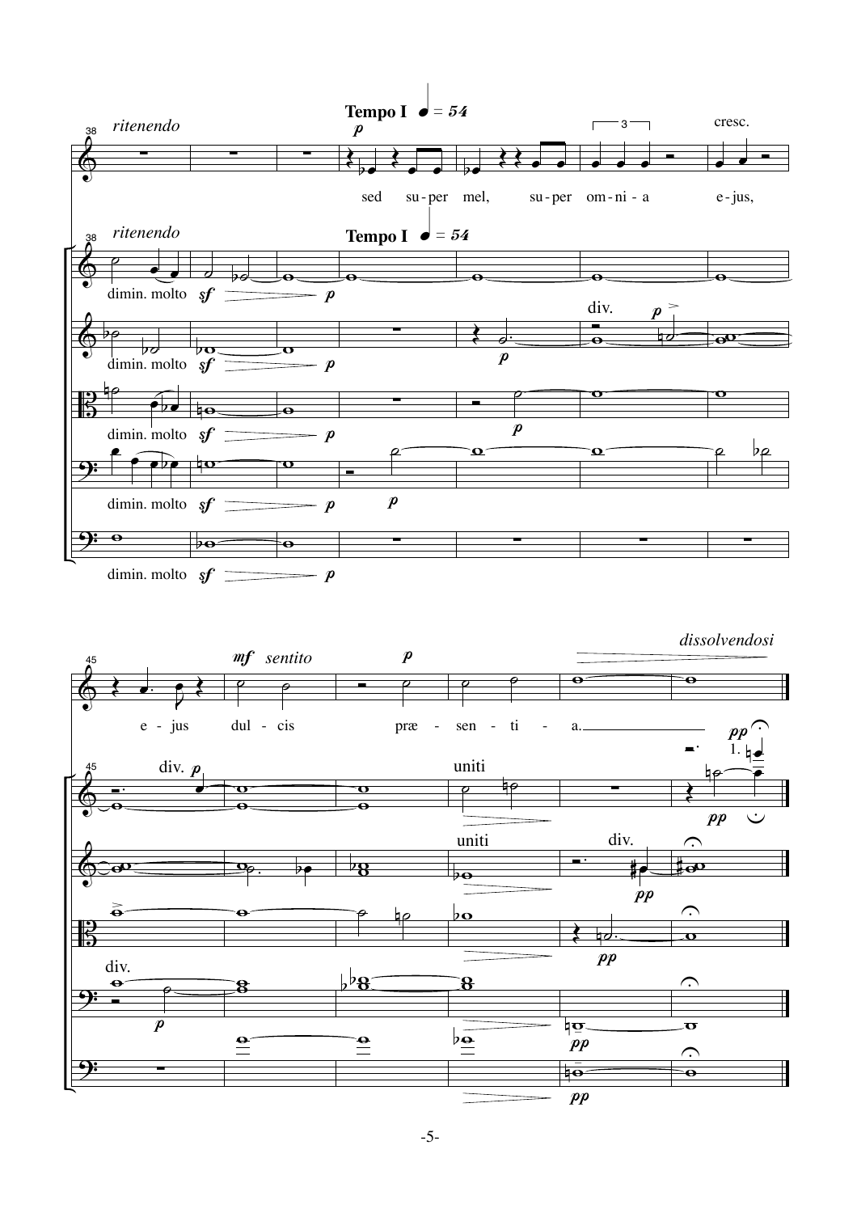ritenendo

Tempo I ♩ = 54

sed super mel, super omnia ejus, ejus dulcis præ - sen - ti - a.

dimin. molto *sf* *p*

div. uniti

cresc.

*mf* sentito

dissolvendosi

*pp*